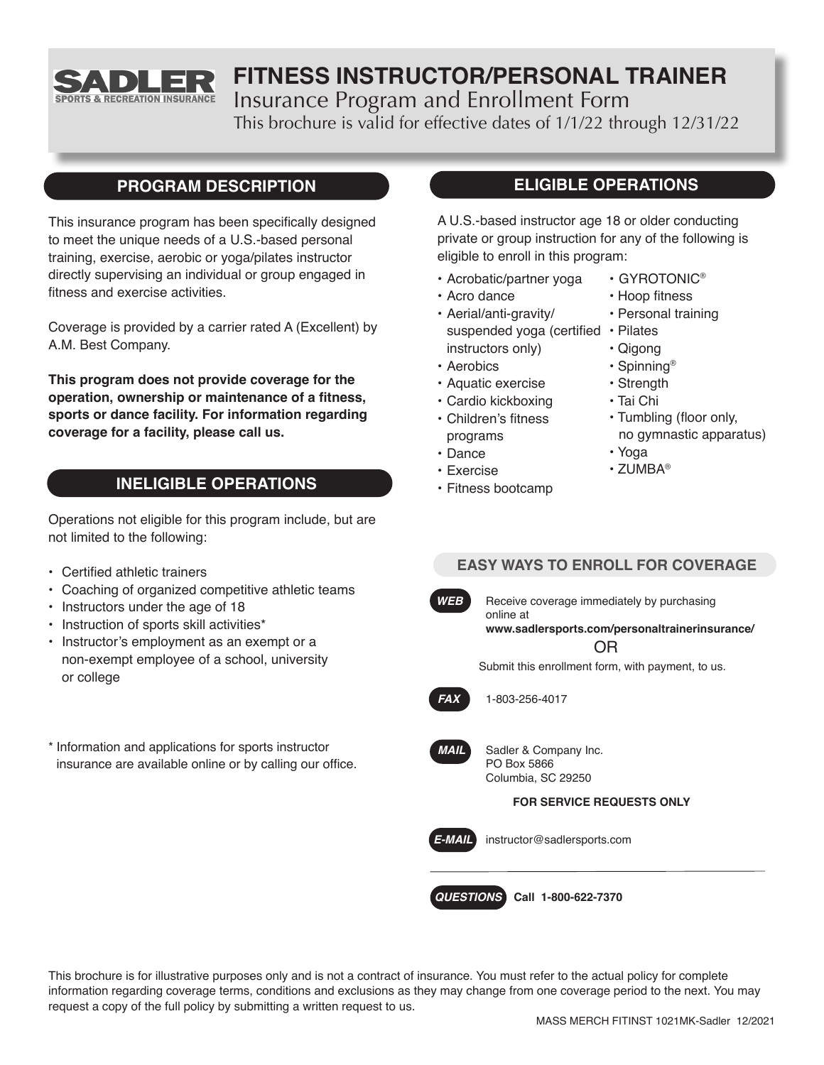# FITNESS INSTRUCTOR/PERSONAL TRAINER

SADLER SPORTS & RECREATION INSURANCE

Insurance Program and Enrollment Form

This brochure is valid for effective dates of 1/1/22 through 12/31/22

## PROGRAM DESCRIPTION

This insurance program has been specifically designed to meet the unique needs of a U.S.-based personal training, exercise, aerobic or yoga/pilates instructor directly supervising an individual or group engaged in fitness and exercise activities.

Coverage is provided by a carrier rated A (Excellent) by A.M. Best Company.

**This program does not provide coverage for the operation, ownership or maintenance of a fitness, sports or dance facility. For information regarding coverage for a facility, please call us.**

## INELIGIBLE OPERATIONS

Operations not eligible for this program include, but are not limited to the following:

- Certified athletic trainers
- Coaching of organized competitive athletic teams
- Instructors under the age of 18
- Instruction of sports skill activities*
- Instructor's employment as an exempt or a non-exempt employee of a school, university or college

\* Information and applications for sports instructor insurance are available online or by calling our office.

## ELIGIBLE OPERATIONS

A U.S.-based instructor age 18 or older conducting private or group instruction for any of the following is eligible to enroll in this program:

- Acrobatic/partner yoga
- Acro dance
- Aerial/anti-gravity/ suspended yoga (certified instructors only)
- Aerobics
- Aquatic exercise
- Cardio kickboxing
- Children's fitness programs
- Dance
- Exercise
- Fitness bootcamp
- GYROTONIC®
- Hoop fitness
- Personal training
- Pilates
- Qigong
- Spinning®
- Strength
- Tai Chi
- Tumbling (floor only, no gymnastic apparatus)
- Yoga
- ZUMBA®

## EASY WAYS TO ENROLL FOR COVERAGE

**WEB** Receive coverage immediately by purchasing online at **www.sadlersports.com/personaltrainerinsurance/**

OR

Submit this enrollment form, with payment, to us.

**FAX** 1-803-256-4017

**MAIL** Sadler & Company Inc.
PO Box 5866
Columbia, SC 29250

**FOR SERVICE REQUESTS ONLY**

**E-MAIL** instructor@sadlersports.com

**QUESTIONS** **Call 1-800-622-7370**

This brochure is for illustrative purposes only and is not a contract of insurance. You must refer to the actual policy for complete information regarding coverage terms, conditions and exclusions as they may change from one coverage period to the next. You may request a copy of the full policy by submitting a written request to us.

MASS MERCH FITINST 1021MK-Sadler 12/2021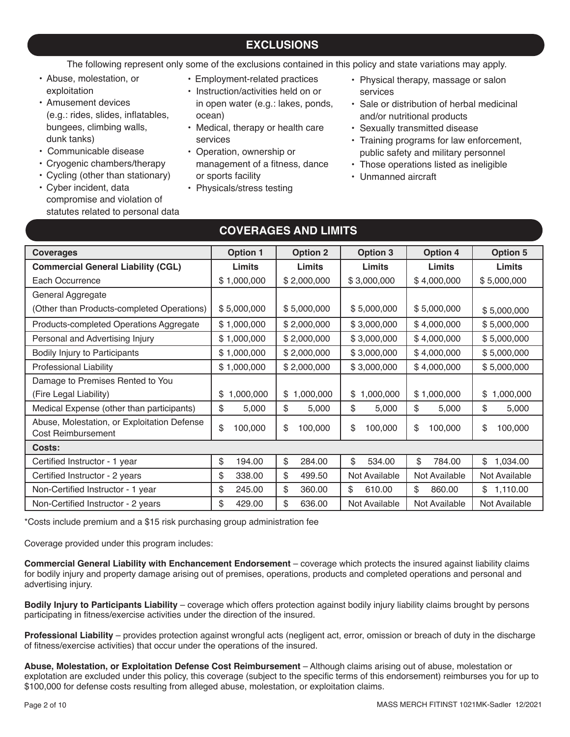## EXCLUSIONS

The following represent only some of the exclusions contained in this policy and state variations may apply.

- Abuse, molestation, or exploitation
- Amusement devices (e.g.: rides, slides, inflatables, bungees, climbing walls, dunk tanks)
- Communicable disease
- Cryogenic chambers/therapy
- Cycling (other than stationary)
- Cyber incident, data compromise and violation of statutes related to personal data
- Employment-related practices
- Instruction/activities held on or in open water (e.g.: lakes, ponds, ocean)
- Medical, therapy or health care services
- Operation, ownership or management of a fitness, dance or sports facility
- Physicals/stress testing
- Physical therapy, massage or salon services
- Sale or distribution of herbal medicinal and/or nutritional products
- Sexually transmitted disease
- Training programs for law enforcement, public safety and military personnel
- Those operations listed as ineligible
- Unmanned aircraft

## COVERAGES AND LIMITS

| Coverages | Option 1 | Option 2 | Option 3 | Option 4 | Option 5 |
|---|---|---|---|---|---|
| **Commercial General Liability (CGL)** | **Limits** | **Limits** | **Limits** | **Limits** | **Limits** |
| Each Occurrence | $ 1,000,000 | $ 2,000,000 | $ 3,000,000 | $ 4,000,000 | $ 5,000,000 |
| General Aggregate (Other than Products-completed Operations) | $ 5,000,000 | $ 5,000,000 | $ 5,000,000 | $ 5,000,000 | $ 5,000,000 |
| Products-completed Operations Aggregate | $ 1,000,000 | $ 2,000,000 | $ 3,000,000 | $ 4,000,000 | $ 5,000,000 |
| Personal and Advertising Injury | $ 1,000,000 | $ 2,000,000 | $ 3,000,000 | $ 4,000,000 | $ 5,000,000 |
| Bodily Injury to Participants | $ 1,000,000 | $ 2,000,000 | $ 3,000,000 | $ 4,000,000 | $ 5,000,000 |
| Professional Liability | $ 1,000,000 | $ 2,000,000 | $ 3,000,000 | $ 4,000,000 | $ 5,000,000 |
| Damage to Premises Rented to You (Fire Legal Liability) | $ 1,000,000 | $ 1,000,000 | $ 1,000,000 | $ 1,000,000 | $ 1,000,000 |
| Medical Expense (other than participants) | $ 5,000 | $ 5,000 | $ 5,000 | $ 5,000 | $ 5,000 |
| Abuse, Molestation, or Exploitation Defense Cost Reimbursement | $ 100,000 | $ 100,000 | $ 100,000 | $ 100,000 | $ 100,000 |
| **Costs:** | | | | | |
| Certified Instructor - 1 year | $ 194.00 | $ 284.00 | $ 534.00 | $ 784.00 | $ 1,034.00 |
| Certified Instructor - 2 years | $ 338.00 | $ 499.50 | Not Available | Not Available | Not Available |
| Non-Certified Instructor - 1 year | $ 245.00 | $ 360.00 | $ 610.00 | $ 860.00 | $ 1,110.00 |
| Non-Certified Instructor - 2 years | $ 429.00 | $ 636.00 | Not Available | Not Available | Not Available |

*Costs include premium and a $15 risk purchasing group administration fee

Coverage provided under this program includes:

**Commercial General Liability with Enchancement Endorsement** – coverage which protects the insured against liability claims for bodily injury and property damage arising out of premises, operations, products and completed operations and personal and advertising injury.

**Bodily Injury to Participants Liability** – coverage which offers protection against bodily injury liability claims brought by persons participating in fitness/exercise activities under the direction of the insured.

**Professional Liability** – provides protection against wrongful acts (negligent act, error, omission or breach of duty in the discharge of fitness/exercise activities) that occur under the operations of the insured.

**Abuse, Molestation, or Exploitation Defense Cost Reimbursement** – Although claims arising out of abuse, molestation or explotation are excluded under this policy, this coverage (subject to the specific terms of this endorsement) reimburses you for up to $100,000 for defense costs resulting from alleged abuse, molestation, or exploitation claims.

MASS MERCH FITINST 1021MK-Sadler 12/2021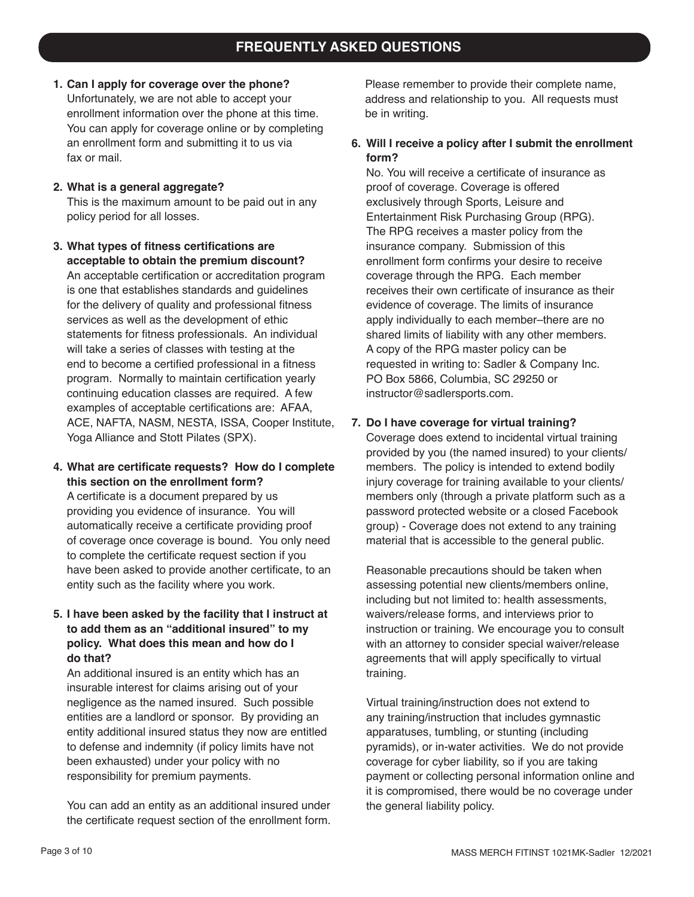## FREQUENTLY ASKED QUESTIONS

**1. Can I apply for coverage over the phone?**

Unfortunately, we are not able to accept your enrollment information over the phone at this time. You can apply for coverage online or by completing an enrollment form and submitting it to us via fax or mail.

**2. What is a general aggregate?**

This is the maximum amount to be paid out in any policy period for all losses.

**3. What types of fitness certifications are acceptable to obtain the premium discount?**

An acceptable certification or accreditation program is one that establishes standards and guidelines for the delivery of quality and professional fitness services as well as the development of ethic statements for fitness professionals. An individual will take a series of classes with testing at the end to become a certified professional in a fitness program. Normally to maintain certification yearly continuing education classes are required. A few examples of acceptable certifications are: AFAA, ACE, NAFTA, NASM, NESTA, ISSA, Cooper Institute, Yoga Alliance and Stott Pilates (SPX).

**4. What are certificate requests? How do I complete this section on the enrollment form?**

A certificate is a document prepared by us providing you evidence of insurance. You will automatically receive a certificate providing proof of coverage once coverage is bound. You only need to complete the certificate request section if you have been asked to provide another certificate, to an entity such as the facility where you work.

**5. I have been asked by the facility that I instruct at to add them as an "additional insured" to my policy. What does this mean and how do I do that?**

An additional insured is an entity which has an insurable interest for claims arising out of your negligence as the named insured. Such possible entities are a landlord or sponsor. By providing an entity additional insured status they now are entitled to defense and indemnity (if policy limits have not been exhausted) under your policy with no responsibility for premium payments.

You can add an entity as an additional insured under the certificate request section of the enrollment form. Please remember to provide their complete name, address and relationship to you. All requests must be in writing.

**6. Will I receive a policy after I submit the enrollment form?**

No. You will receive a certificate of insurance as proof of coverage. Coverage is offered exclusively through Sports, Leisure and Entertainment Risk Purchasing Group (RPG). The RPG receives a master policy from the insurance company. Submission of this enrollment form confirms your desire to receive coverage through the RPG. Each member receives their own certificate of insurance as their evidence of coverage. The limits of insurance apply individually to each member–there are no shared limits of liability with any other members. A copy of the RPG master policy can be requested in writing to: Sadler & Company Inc. PO Box 5866, Columbia, SC 29250 or instructor@sadlersports.com.

**7. Do I have coverage for virtual training?**

Coverage does extend to incidental virtual training provided by you (the named insured) to your clients/members. The policy is intended to extend bodily injury coverage for training available to your clients/members only (through a private platform such as a password protected website or a closed Facebook group) - Coverage does not extend to any training material that is accessible to the general public.

Reasonable precautions should be taken when assessing potential new clients/members online, including but not limited to: health assessments, waivers/release forms, and interviews prior to instruction or training. We encourage you to consult with an attorney to consider special waiver/release agreements that will apply specifically to virtual training.

Virtual training/instruction does not extend to any training/instruction that includes gymnastic apparatuses, tumbling, or stunting (including pyramids), or in-water activities. We do not provide coverage for cyber liability, so if you are taking payment or collecting personal information online and it is compromised, there would be no coverage under the general liability policy.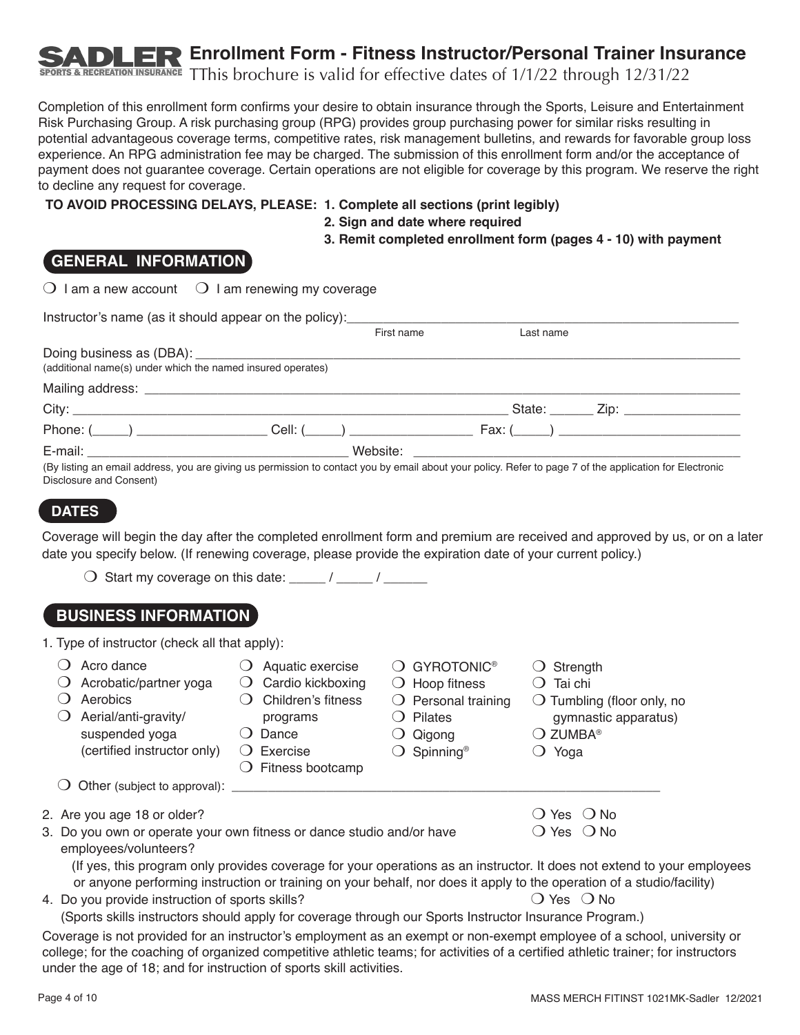# SADLER Enrollment Form - Fitness Instructor/Personal Trainer Insurance

SPORTS & RECREATION INSURANCE

TThis brochure is valid for effective dates of 1/1/22 through 12/31/22

Completion of this enrollment form confirms your desire to obtain insurance through the Sports, Leisure and Entertainment Risk Purchasing Group. A risk purchasing group (RPG) provides group purchasing power for similar risks resulting in potential advantageous coverage terms, competitive rates, risk management bulletins, and rewards for favorable group loss experience. An RPG administration fee may be charged. The submission of this enrollment form and/or the acceptance of payment does not guarantee coverage. Certain operations are not eligible for coverage by this program. We reserve the right to decline any request for coverage.

**TO AVOID PROCESSING DELAYS, PLEASE: 1. Complete all sections (print legibly)**
**2. Sign and date where required**
**3. Remit completed enrollment form (pages 4 - 10) with payment**

## GENERAL INFORMATION

❍ I am a new account ❍ I am renewing my coverage

Instructor's name (as it should appear on the policy):______________________________
First name Last name

Doing business as (DBA): ______________________________
(additional name(s) under which the named insured operates)

Mailing address: ______________________________

City: ______________________________ State: ______ Zip: ________________

Phone: (_____) __________________ Cell: (_____) _________________ Fax: (_____) _________________________

E-mail: ____________________________________ Website: ____________________________________

(By listing an email address, you are giving us permission to contact you by email about your policy. Refer to page 7 of the application for Electronic Disclosure and Consent)

## DATES

Coverage will begin the day after the completed enrollment form and premium are received and approved by us, or on a later date you specify below. (If renewing coverage, please provide the expiration date of your current policy.)

❍ Start my coverage on this date: _____ / _____ / ______

## BUSINESS INFORMATION

1. Type of instructor (check all that apply):

❍ Acro dance
❍ Acrobatic/partner yoga
❍ Aerobics
❍ Aerial/anti-gravity/suspended yoga (certified instructor only)
❍ Aquatic exercise
❍ Cardio kickboxing
❍ Children's fitness programs
❍ Dance
❍ Exercise
❍ Fitness bootcamp
❍ GYROTONIC®
❍ Hoop fitness
❍ Personal training
❍ Pilates
❍ Qigong
❍ Spinning®
❍ Strength
❍ Tai chi
❍ Tumbling (floor only, no gymnastic apparatus)
❍ ZUMBA®
❍ Yoga

❍ Other (subject to approval): ______________________________

2. Are you age 18 or older? ❍ Yes ❍ No
3. Do you own or operate your own fitness or dance studio and/or have employees/volunteers? ❍ Yes ❍ No
   (If yes, this program only provides coverage for your operations as an instructor. It does not extend to your employees or anyone performing instruction or training on your behalf, nor does it apply to the operation of a studio/facility)
4. Do you provide instruction of sports skills? ❍ Yes ❍ No
   (Sports skills instructors should apply for coverage through our Sports Instructor Insurance Program.)

Coverage is not provided for an instructor's employment as an exempt or non-exempt employee of a school, university or college; for the coaching of organized competitive athletic teams; for activities of a certified athletic trainer; for instructors under the age of 18; and for instruction of sports skill activities.

MASS MERCH FITINST 1021MK-Sadler 12/2021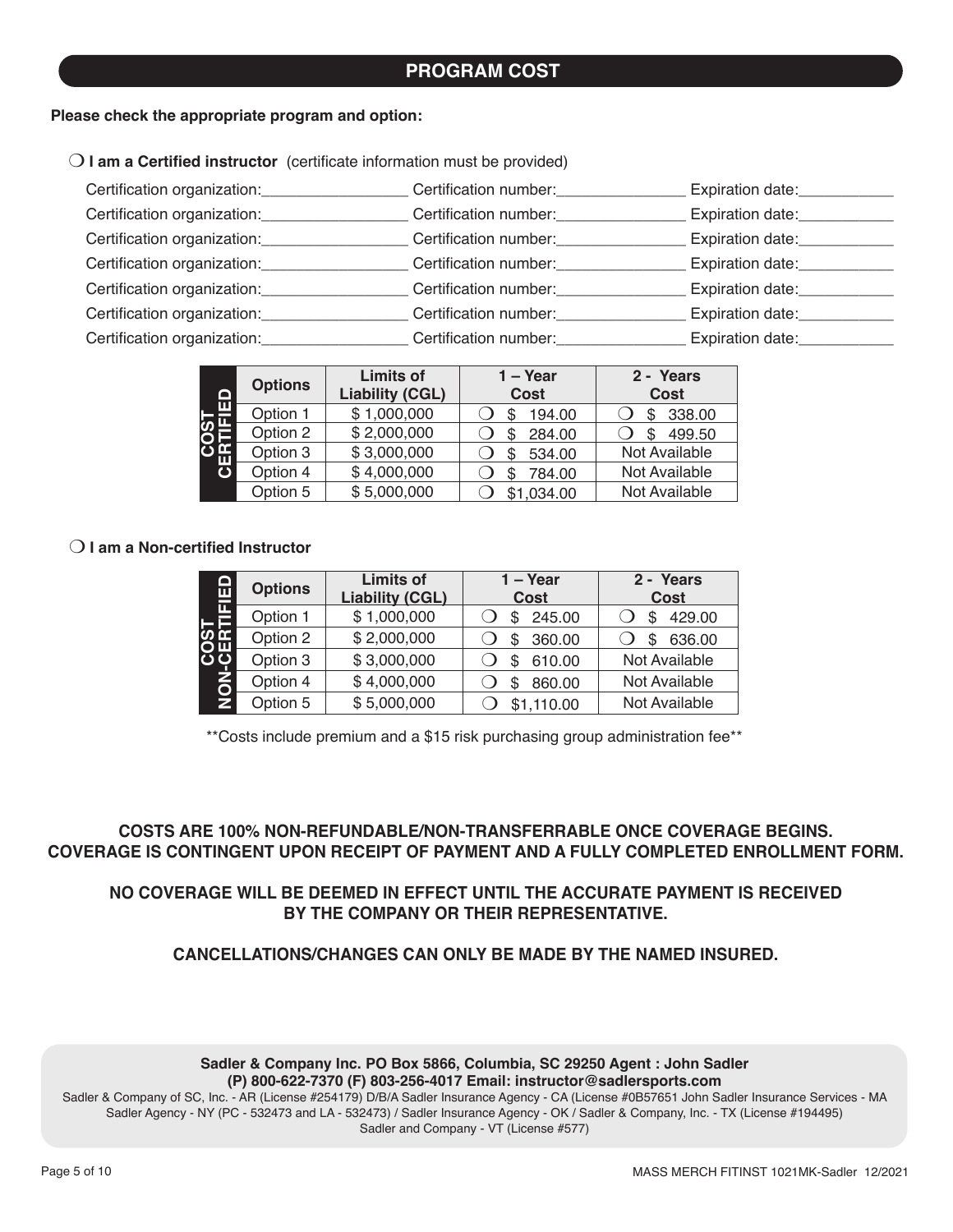## PROGRAM COST

**Please check the appropriate program and option:**

❍ **I am a Certified instructor** (certificate information must be provided)

Certification organization:_________________ Certification number:_______________ Expiration date:___________

Certification organization:_________________ Certification number:_______________ Expiration date:___________

Certification organization:_________________ Certification number:_______________ Expiration date:___________

Certification organization:_________________ Certification number:_______________ Expiration date:___________

Certification organization:_________________ Certification number:_______________ Expiration date:___________

Certification organization:_________________ Certification number:_______________ Expiration date:___________

Certification organization:_________________ Certification number:_______________ Expiration date:___________

| COST CERTIFIED | Options | Limits of Liability (CGL) | 1 – Year Cost | 2 - Years Cost |
|---|---|---|---|---|
| | Option 1 | $ 1,000,000 | ❍ $ 194.00 | ❍ $ 338.00 |
| | Option 2 | $ 2,000,000 | ❍ $ 284.00 | ❍ $ 499.50 |
| | Option 3 | $ 3,000,000 | ❍ $ 534.00 | Not Available |
| | Option 4 | $ 4,000,000 | ❍ $ 784.00 | Not Available |
| | Option 5 | $ 5,000,000 | ❍ $1,034.00 | Not Available |

❍ **I am a Non-certified Instructor**

| COST NON-CERTIFIED | Options | Limits of Liability (CGL) | 1 – Year Cost | 2 - Years Cost |
|---|---|---|---|---|
| | Option 1 | $ 1,000,000 | ❍ $ 245.00 | ❍ $ 429.00 |
| | Option 2 | $ 2,000,000 | ❍ $ 360.00 | ❍ $ 636.00 |
| | Option 3 | $ 3,000,000 | ❍ $ 610.00 | Not Available |
| | Option 4 | $ 4,000,000 | ❍ $ 860.00 | Not Available |
| | Option 5 | $ 5,000,000 | ❍ $1,110.00 | Not Available |

**Costs include premium and a $15 risk purchasing group administration fee**

**COSTS ARE 100% NON-REFUNDABLE/NON-TRANSFERRABLE ONCE COVERAGE BEGINS. COVERAGE IS CONTINGENT UPON RECEIPT OF PAYMENT AND A FULLY COMPLETED ENROLLMENT FORM.**

**NO COVERAGE WILL BE DEEMED IN EFFECT UNTIL THE ACCURATE PAYMENT IS RECEIVED BY THE COMPANY OR THEIR REPRESENTATIVE.**

**CANCELLATIONS/CHANGES CAN ONLY BE MADE BY THE NAMED INSURED.**

**Sadler & Company Inc. PO Box 5866, Columbia, SC 29250 Agent : John Sadler**
**(P) 800-622-7370 (F) 803-256-4017 Email: instructor@sadlersports.com**

Sadler & Company of SC, Inc. - AR (License #254179) D/B/A Sadler Insurance Agency - CA (License #0B57651 John Sadler Insurance Services - MA Sadler Agency - NY (PC - 532473 and LA - 532473) / Sadler Insurance Agency - OK / Sadler & Company, Inc. - TX (License #194495) Sadler and Company - VT (License #577)

MASS MERCH FITINST 1021MK-Sadler 12/2021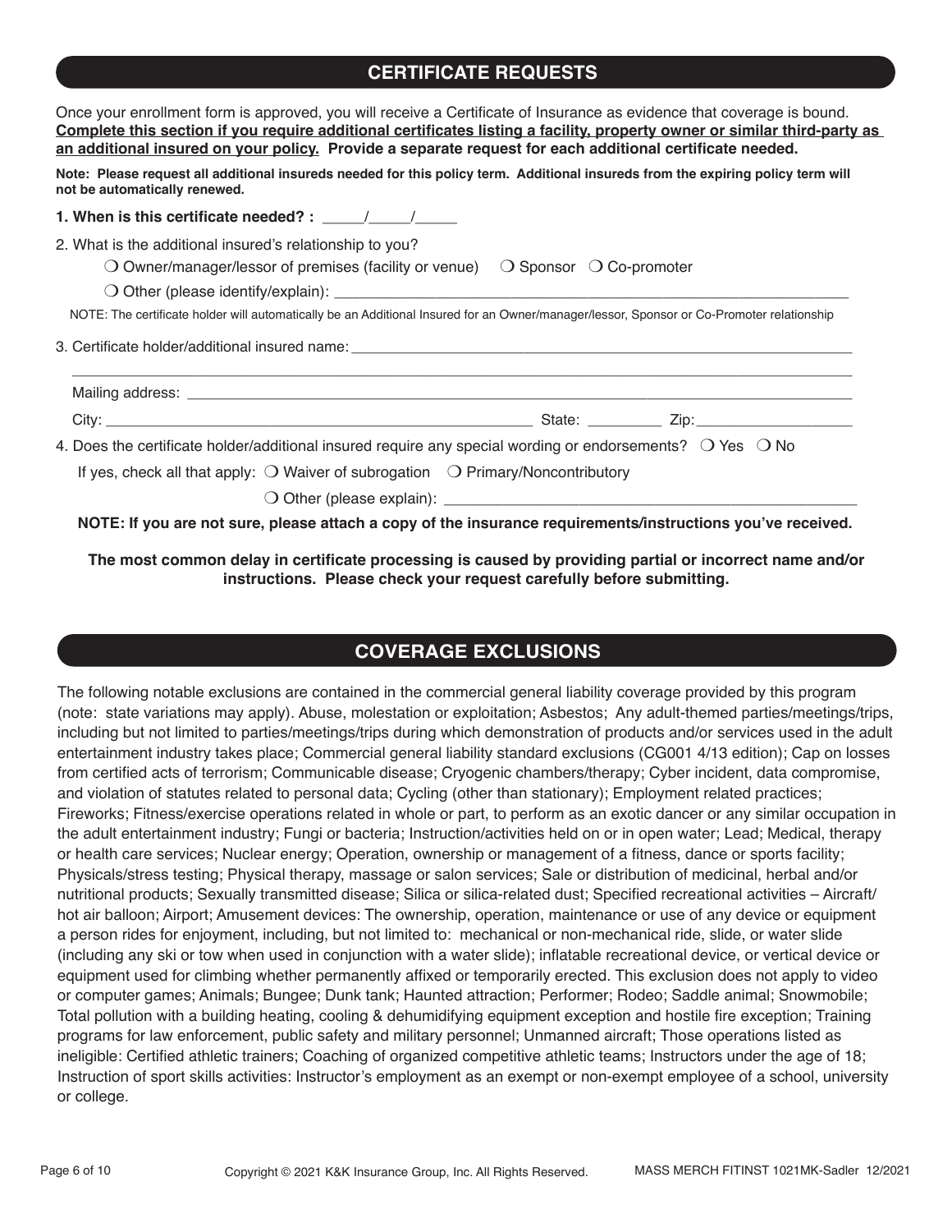## CERTIFICATE REQUESTS

Once your enrollment form is approved, you will receive a Certificate of Insurance as evidence that coverage is bound. **Complete this section if you require additional certificates listing a facility, property owner or similar third-party as an additional insured on your policy. Provide a separate request for each additional certificate needed.**

**Note: Please request all additional insureds needed for this policy term. Additional insureds from the expiring policy term will not be automatically renewed.**

**1. When is this certificate needed? :** _____/_____/_____

2. What is the additional insured's relationship to you?

❍ Owner/manager/lessor of premises (facility or venue) ❍ Sponsor ❍ Co-promoter

❍ Other (please identify/explain): ______________________________________________

NOTE: The certificate holder will automatically be an Additional Insured for an Owner/manager/lessor, Sponsor or Co-Promoter relationship

3. Certificate holder/additional insured name: ______________________________________________

______________________________________________________________________________

Mailing address: ______________________________________________________________

City: ________________________________________ State: _________ Zip: ________________

4. Does the certificate holder/additional insured require any special wording or endorsements? ❍ Yes ❍ No

If yes, check all that apply: ❍ Waiver of subrogation ❍ Primary/Noncontributory

❍ Other (please explain): ______________________________________________

**NOTE: If you are not sure, please attach a copy of the insurance requirements/instructions you've received.**

**The most common delay in certificate processing is caused by providing partial or incorrect name and/or instructions. Please check your request carefully before submitting.**

## COVERAGE EXCLUSIONS

The following notable exclusions are contained in the commercial general liability coverage provided by this program (note: state variations may apply). Abuse, molestation or exploitation; Asbestos; Any adult-themed parties/meetings/trips, including but not limited to parties/meetings/trips during which demonstration of products and/or services used in the adult entertainment industry takes place; Commercial general liability standard exclusions (CG001 4/13 edition); Cap on losses from certified acts of terrorism; Communicable disease; Cryogenic chambers/therapy; Cyber incident, data compromise, and violation of statutes related to personal data; Cycling (other than stationary); Employment related practices; Fireworks; Fitness/exercise operations related in whole or part, to perform as an exotic dancer or any similar occupation in the adult entertainment industry; Fungi or bacteria; Instruction/activities held on or in open water; Lead; Medical, therapy or health care services; Nuclear energy; Operation, ownership or management of a fitness, dance or sports facility; Physicals/stress testing; Physical therapy, massage or salon services; Sale or distribution of medicinal, herbal and/or nutritional products; Sexually transmitted disease; Silica or silica-related dust; Specified recreational activities – Aircraft/hot air balloon; Airport; Amusement devices: The ownership, operation, maintenance or use of any device or equipment a person rides for enjoyment, including, but not limited to: mechanical or non-mechanical ride, slide, or water slide (including any ski or tow when used in conjunction with a water slide); inflatable recreational device, or vertical device or equipment used for climbing whether permanently affixed or temporarily erected. This exclusion does not apply to video or computer games; Animals; Bungee; Dunk tank; Haunted attraction; Performer; Rodeo; Saddle animal; Snowmobile; Total pollution with a building heating, cooling & dehumidifying equipment exception and hostile fire exception; Training programs for law enforcement, public safety and military personnel; Unmanned aircraft; Those operations listed as ineligible: Certified athletic trainers; Coaching of organized competitive athletic teams; Instructors under the age of 18; Instruction of sport skills activities: Instructor's employment as an exempt or non-exempt employee of a school, university or college.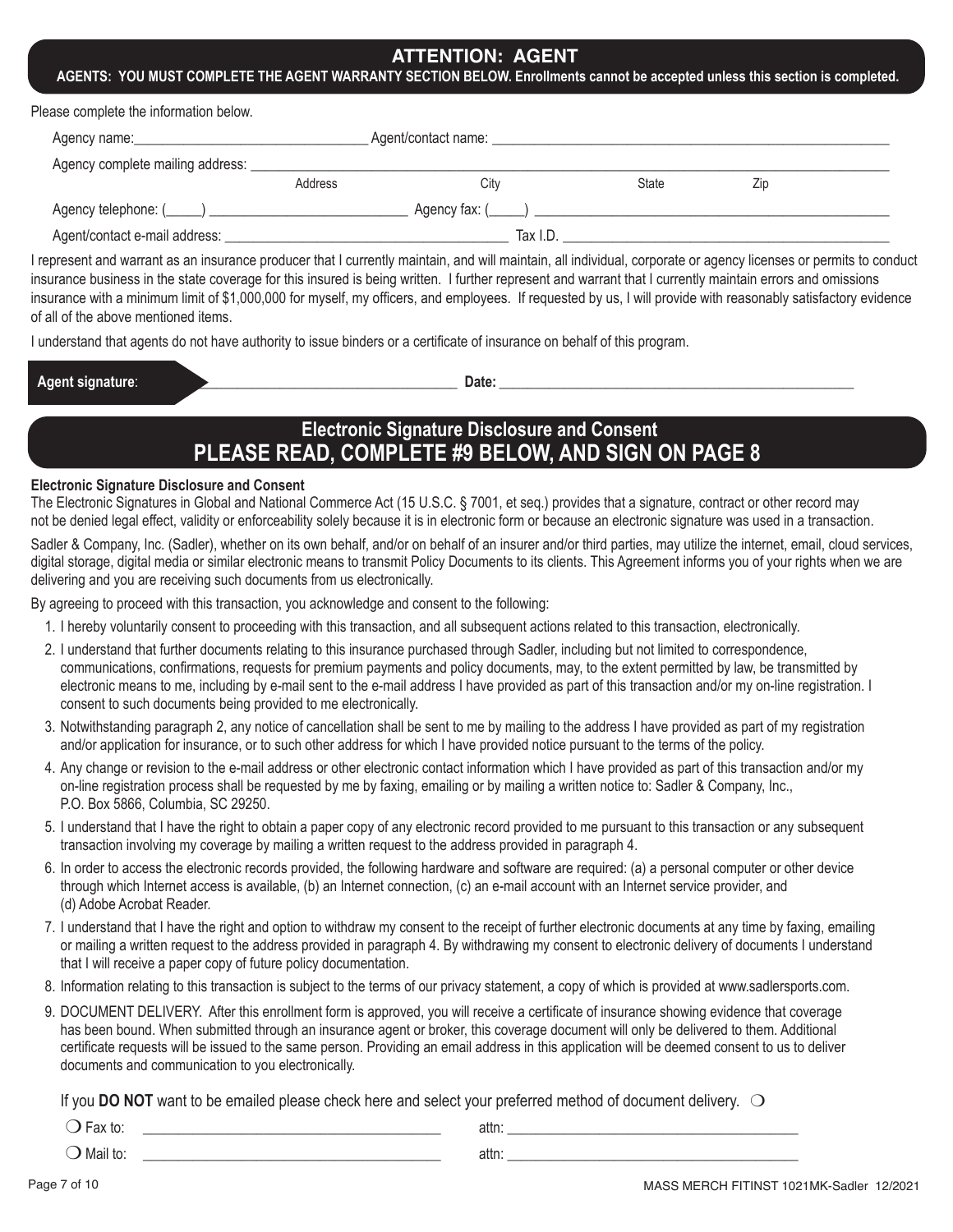## ATTENTION: AGENT

**AGENTS: YOU MUST COMPLETE THE AGENT WARRANTY SECTION BELOW. Enrollments cannot be accepted unless this section is completed.**

Please complete the information below.

Agency name:_______________________________ Agent/contact name: _______________________________

Agency complete mailing address: _______________________________________________
Address City State Zip

Agency telephone: (_____) __________________________ Agency fax: (_____) __________________________

Agent/contact e-mail address: ______________________________________ Tax I.D. ______________________________

I represent and warrant as an insurance producer that I currently maintain, and will maintain, all individual, corporate or agency licenses or permits to conduct insurance business in the state coverage for this insured is being written. I further represent and warrant that I currently maintain errors and omissions insurance with a minimum limit of $1,000,000 for myself, my officers, and employees. If requested by us, I will provide with reasonably satisfactory evidence of all of the above mentioned items.

I understand that agents do not have authority to issue binders or a certificate of insurance on behalf of this program.

**Agent signature**: __________________________________ **Date:** __________________________________

## Electronic Signature Disclosure and Consent
## PLEASE READ, COMPLETE #9 BELOW, AND SIGN ON PAGE 8

**Electronic Signature Disclosure and Consent**

The Electronic Signatures in Global and National Commerce Act (15 U.S.C. § 7001, et seq.) provides that a signature, contract or other record may not be denied legal effect, validity or enforceability solely because it is in electronic form or because an electronic signature was used in a transaction.

Sadler & Company, Inc. (Sadler), whether on its own behalf, and/or on behalf of an insurer and/or third parties, may utilize the internet, email, cloud services, digital storage, digital media or similar electronic means to transmit Policy Documents to its clients. This Agreement informs you of your rights when we are delivering and you are receiving such documents from us electronically.

By agreeing to proceed with this transaction, you acknowledge and consent to the following:

1. I hereby voluntarily consent to proceeding with this transaction, and all subsequent actions related to this transaction, electronically.
2. I understand that further documents relating to this insurance purchased through Sadler, including but not limited to correspondence, communications, confirmations, requests for premium payments and policy documents, may, to the extent permitted by law, be transmitted by electronic means to me, including by e-mail sent to the e-mail address I have provided as part of this transaction and/or my on-line registration. I consent to such documents being provided to me electronically.
3. Notwithstanding paragraph 2, any notice of cancellation shall be sent to me by mailing to the address I have provided as part of my registration and/or application for insurance, or to such other address for which I have provided notice pursuant to the terms of the policy.
4. Any change or revision to the e-mail address or other electronic contact information which I have provided as part of this transaction and/or my on-line registration process shall be requested by me by faxing, emailing or by mailing a written notice to: Sadler & Company, Inc., P.O. Box 5866, Columbia, SC 29250.
5. I understand that I have the right to obtain a paper copy of any electronic record provided to me pursuant to this transaction or any subsequent transaction involving my coverage by mailing a written request to the address provided in paragraph 4.
6. In order to access the electronic records provided, the following hardware and software are required: (a) a personal computer or other device through which Internet access is available, (b) an Internet connection, (c) an e-mail account with an Internet service provider, and (d) Adobe Acrobat Reader.
7. I understand that I have the right and option to withdraw my consent to the receipt of further electronic documents at any time by faxing, emailing or mailing a written request to the address provided in paragraph 4. By withdrawing my consent to electronic delivery of documents I understand that I will receive a paper copy of future policy documentation.
8. Information relating to this transaction is subject to the terms of our privacy statement, a copy of which is provided at www.sadlersports.com.
9. DOCUMENT DELIVERY. After this enrollment form is approved, you will receive a certificate of insurance showing evidence that coverage has been bound. When submitted through an insurance agent or broker, this coverage document will only be delivered to them. Additional certificate requests will be issued to the same person. Providing an email address in this application will be deemed consent to us to deliver documents and communication to you electronically.

If you **DO NOT** want to be emailed please check here and select your preferred method of document delivery. ❍

❍ Fax to: ________________________________ attn: ________________________________

❍ Mail to: ________________________________ attn: ________________________________

MASS MERCH FITINST 1021MK-Sadler 12/2021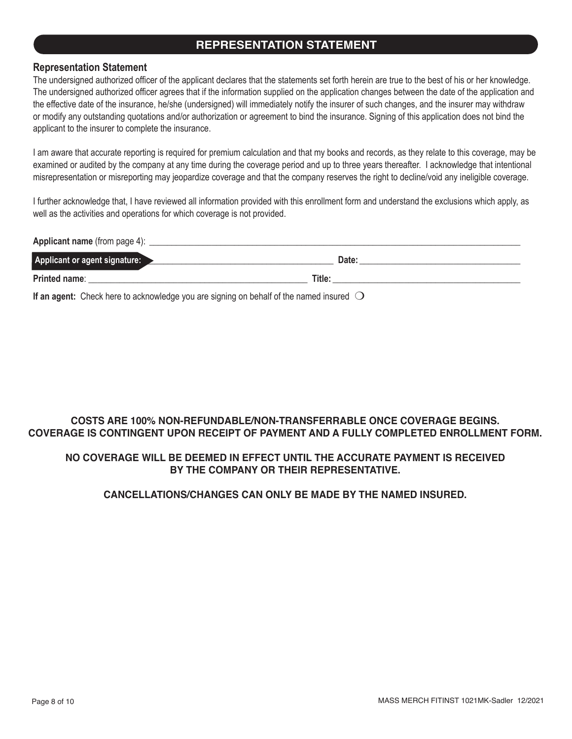## REPRESENTATION STATEMENT

### Representation Statement

The undersigned authorized officer of the applicant declares that the statements set forth herein are true to the best of his or her knowledge. The undersigned authorized officer agrees that if the information supplied on the application changes between the date of the application and the effective date of the insurance, he/she (undersigned) will immediately notify the insurer of such changes, and the insurer may withdraw or modify any outstanding quotations and/or authorization or agreement to bind the insurance. Signing of this application does not bind the applicant to the insurer to complete the insurance.

I am aware that accurate reporting is required for premium calculation and that my books and records, as they relate to this coverage, may be examined or audited by the company at any time during the coverage period and up to three years thereafter. I acknowledge that intentional misrepresentation or misreporting may jeopardize coverage and that the company reserves the right to decline/void any ineligible coverage.

I further acknowledge that, I have reviewed all information provided with this enrollment form and understand the exclusions which apply, as well as the activities and operations for which coverage is not provided.

**Applicant name** (from page 4): ______________________________________________

**Applicant or agent signature:** ______________________________ **Date:** ______________________

**Printed name**: ______________________________ **Title:** ______________________

**If an agent:** Check here to acknowledge you are signing on behalf of the named insured ❍

**COSTS ARE 100% NON-REFUNDABLE/NON-TRANSFERRABLE ONCE COVERAGE BEGINS.**
**COVERAGE IS CONTINGENT UPON RECEIPT OF PAYMENT AND A FULLY COMPLETED ENROLLMENT FORM.**

**NO COVERAGE WILL BE DEEMED IN EFFECT UNTIL THE ACCURATE PAYMENT IS RECEIVED BY THE COMPANY OR THEIR REPRESENTATIVE.**

**CANCELLATIONS/CHANGES CAN ONLY BE MADE BY THE NAMED INSURED.**

MASS MERCH FITINST 1021MK-Sadler 12/2021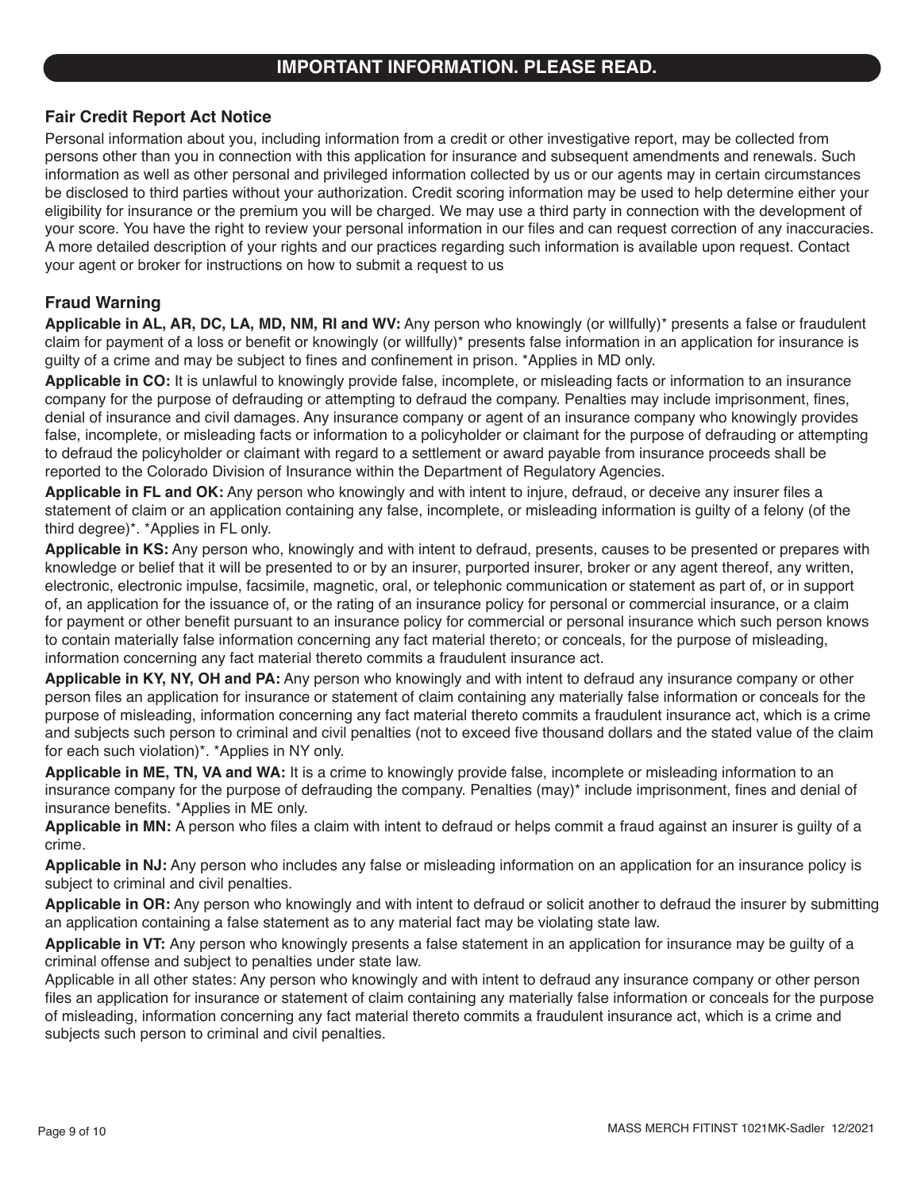## IMPORTANT INFORMATION. PLEASE READ.

### Fair Credit Report Act Notice

Personal information about you, including information from a credit or other investigative report, may be collected from persons other than you in connection with this application for insurance and subsequent amendments and renewals. Such information as well as other personal and privileged information collected by us or our agents may in certain circumstances be disclosed to third parties without your authorization. Credit scoring information may be used to help determine either your eligibility for insurance or the premium you will be charged. We may use a third party in connection with the development of your score. You have the right to review your personal information in our files and can request correction of any inaccuracies. A more detailed description of your rights and our practices regarding such information is available upon request. Contact your agent or broker for instructions on how to submit a request to us

### Fraud Warning

**Applicable in AL, AR, DC, LA, MD, NM, RI and WV:** Any person who knowingly (or willfully)* presents a false or fraudulent claim for payment of a loss or benefit or knowingly (or willfully)* presents false information in an application for insurance is guilty of a crime and may be subject to fines and confinement in prison. *Applies in MD only.

**Applicable in CO:** It is unlawful to knowingly provide false, incomplete, or misleading facts or information to an insurance company for the purpose of defrauding or attempting to defraud the company. Penalties may include imprisonment, fines, denial of insurance and civil damages. Any insurance company or agent of an insurance company who knowingly provides false, incomplete, or misleading facts or information to a policyholder or claimant for the purpose of defrauding or attempting to defraud the policyholder or claimant with regard to a settlement or award payable from insurance proceeds shall be reported to the Colorado Division of Insurance within the Department of Regulatory Agencies.

**Applicable in FL and OK:** Any person who knowingly and with intent to injure, defraud, or deceive any insurer files a statement of claim or an application containing any false, incomplete, or misleading information is guilty of a felony (of the third degree)*. *Applies in FL only.

**Applicable in KS:** Any person who, knowingly and with intent to defraud, presents, causes to be presented or prepares with knowledge or belief that it will be presented to or by an insurer, purported insurer, broker or any agent thereof, any written, electronic, electronic impulse, facsimile, magnetic, oral, or telephonic communication or statement as part of, or in support of, an application for the issuance of, or the rating of an insurance policy for personal or commercial insurance, or a claim for payment or other benefit pursuant to an insurance policy for commercial or personal insurance which such person knows to contain materially false information concerning any fact material thereto; or conceals, for the purpose of misleading, information concerning any fact material thereto commits a fraudulent insurance act.

**Applicable in KY, NY, OH and PA:** Any person who knowingly and with intent to defraud any insurance company or other person files an application for insurance or statement of claim containing any materially false information or conceals for the purpose of misleading, information concerning any fact material thereto commits a fraudulent insurance act, which is a crime and subjects such person to criminal and civil penalties (not to exceed five thousand dollars and the stated value of the claim for each such violation)*. *Applies in NY only.

**Applicable in ME, TN, VA and WA:** It is a crime to knowingly provide false, incomplete or misleading information to an insurance company for the purpose of defrauding the company. Penalties (may)* include imprisonment, fines and denial of insurance benefits. *Applies in ME only.

**Applicable in MN:** A person who files a claim with intent to defraud or helps commit a fraud against an insurer is guilty of a crime.

**Applicable in NJ:** Any person who includes any false or misleading information on an application for an insurance policy is subject to criminal and civil penalties.

**Applicable in OR:** Any person who knowingly and with intent to defraud or solicit another to defraud the insurer by submitting an application containing a false statement as to any material fact may be violating state law.

**Applicable in VT:** Any person who knowingly presents a false statement in an application for insurance may be guilty of a criminal offense and subject to penalties under state law.

Applicable in all other states: Any person who knowingly and with intent to defraud any insurance company or other person files an application for insurance or statement of claim containing any materially false information or conceals for the purpose of misleading, information concerning any fact material thereto commits a fraudulent insurance act, which is a crime and subjects such person to criminal and civil penalties.

MASS MERCH FITINST 1021MK-Sadler 12/2021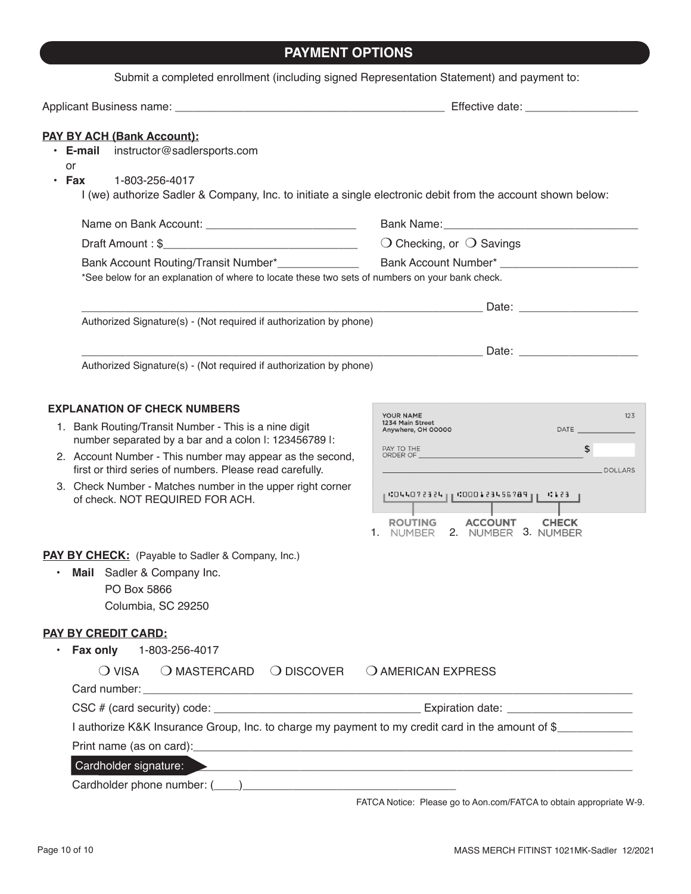## PAYMENT OPTIONS

Submit a completed enrollment (including signed Representation Statement) and payment to:

Applicant Business name: ___________________________________________ Effective date: _________________

**PAY BY ACH (Bank Account):**

- **E-mail** instructor@sadlersports.com
  or
- **Fax** 1-803-256-4017
  I (we) authorize Sadler & Company, Inc. to initiate a single electronic debit from the account shown below:

Name on Bank Account: ________________________ Bank Name: ________________________________

Draft Amount : $_______________________________ ❍ Checking, or ❍ Savings

Bank Account Routing/Transit Number*_____________ Bank Account Number* ______________________

*See below for an explanation of where to locate these two sets of numbers on your bank check.

_________________________________________________________________ Date: __________________

Authorized Signature(s) - (Not required if authorization by phone)

_________________________________________________________________ Date: __________________

Authorized Signature(s) - (Not required if authorization by phone)

**EXPLANATION OF CHECK NUMBERS**

1. Bank Routing/Transit Number - This is a nine digit number separated by a bar and a colon l: 123456789 l:
2. Account Number - This number may appear as the second, first or third series of numbers. Please read carefully.
3. Check Number - Matches number in the upper right corner of check. NOT REQUIRED FOR ACH.

YOUR NAME
1234 Main Street
Anywhere, OH 00000
123
DATE
PAY TO THE ORDER OF
$
DOLLARS
1. ROUTING NUMBER 2. ACCOUNT NUMBER 3. CHECK NUMBER

**PAY BY CHECK:** (Payable to Sadler & Company, Inc.)

- **Mail** Sadler & Company Inc.
  PO Box 5866
  Columbia, SC 29250

**PAY BY CREDIT CARD:**

- **Fax only** 1-803-256-4017

❍ VISA ❍ MASTERCARD ❍ DISCOVER ❍ AMERICAN EXPRESS

Card number: ________________________________________________________________________________

CSC # (card security) code: _________________________________ Expiration date: ___________________

I authorize K&K Insurance Group, Inc. to charge my payment to my credit card in the amount of $____________

Print name (as on card): _____________________________________________________________________

Cardholder signature: _______________________________________________________________________

Cardholder phone number: (____)___________________________________

FATCA Notice: Please go to Aon.com/FATCA to obtain appropriate W-9.

MASS MERCH FITINST 1021MK-Sadler 12/2021